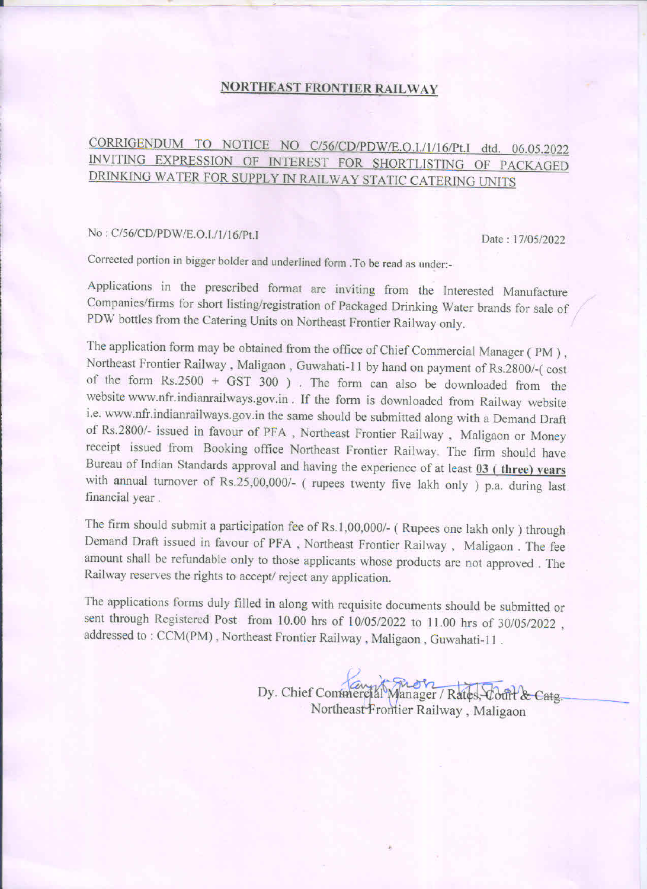## NORTHEAST FRONTIER RAILWAY

### CORRIGENDUM TO NOTICE NO C/56/CD/PDW/E.O.I./1/16/Pt.I dtd. 06.05.2022 INVITING EXPRESSION OF INTEREST FOR SHORTLISTING OF PACKAGED DRINKING WATER FOR SUPPLY IN RAILWAY STATIC CATERING UNITS

No : C/56/CD/PDW/E.O.I./1/16/Pt.I

Date : 17/05/2022

Corrected portion in bigger bolder and underlined form .To be read as under:-

Applications in the prescribed format are inviting from the Interested Manufacture Companies/firms for short listing/registration of Packaged Drinking Water brands for sale of PDW bottles from the Catering Units on Northeast Frontier Railway only.

The application form may be obtained from the office of Chief Commercial Manager ( PM ) , Northeast Frontier Railway , Maligaon , Guwahati-11 by hand on payment of Rs.2800/-( cost of the form Rs.2500 + GST 300 ) . The form can also be downloaded from the website www.nfr.indianrailways.gov.in . If the form is downloaded from Railway website i.e. www.nfr.indianrailways.gov.in the same should be submitted along with a Demand Draft of Rs.2800/- issued in favour of PFA , Northeast Frontier Railway , Maligaon or Money receipt issued from Booking office Northeast Frontier Railway. The firm should have Bureau of Indian Standards approval and having the experience of at least **03 ( three) years** with annual turnover of Rs.25,00,000/- ( rupees twenty five lakh only ) p.a. during last financial year .

The firm should submit a participation fee of Rs.1,00,000/- ( Rupees one lakh only ) through Demand Draft issued in favour of PFA , Northeast Frontier Railway , Maligaon . The fee amount shall be refundable only to those applicants whose products are not approved . The Railway reserves the rights to accept/ reject any application.

The applications forms duly filled in along with requisite documents should be submitted or sent through Registered Post from 10.00 hrs of 10/05/2022 to 11.00 hrs of 30/05/2022 , addressed to : CCM(PM) , Northeast Frontier Railway , Maligaon , Guwahati-11 .

Dy. Chief Commercial Manager / Rates, Court & Catg.
Northeast Frontier Railway , Maligaon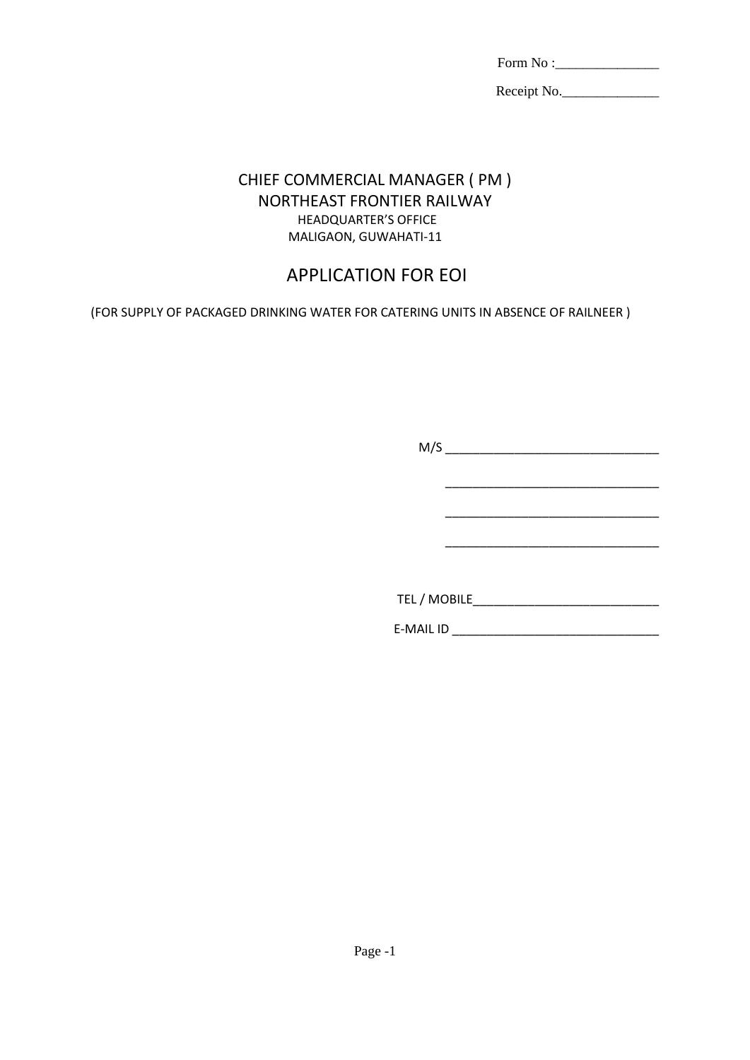Form No :_______________

Receipt No.______________

CHIEF COMMERCIAL MANAGER ( PM )
NORTHEAST FRONTIER RAILWAY
HEADQUARTER'S OFFICE
MALIGAON, GUWAHATI-11

# APPLICATION FOR EOI

(FOR SUPPLY OF PACKAGED DRINKING WATER FOR CATERING UNITS IN ABSENCE OF RAILNEER )

M/S _______________________________

_______________________________

_______________________________

_______________________________

TEL / MOBILE___________________________

E-MAIL ID _______________________________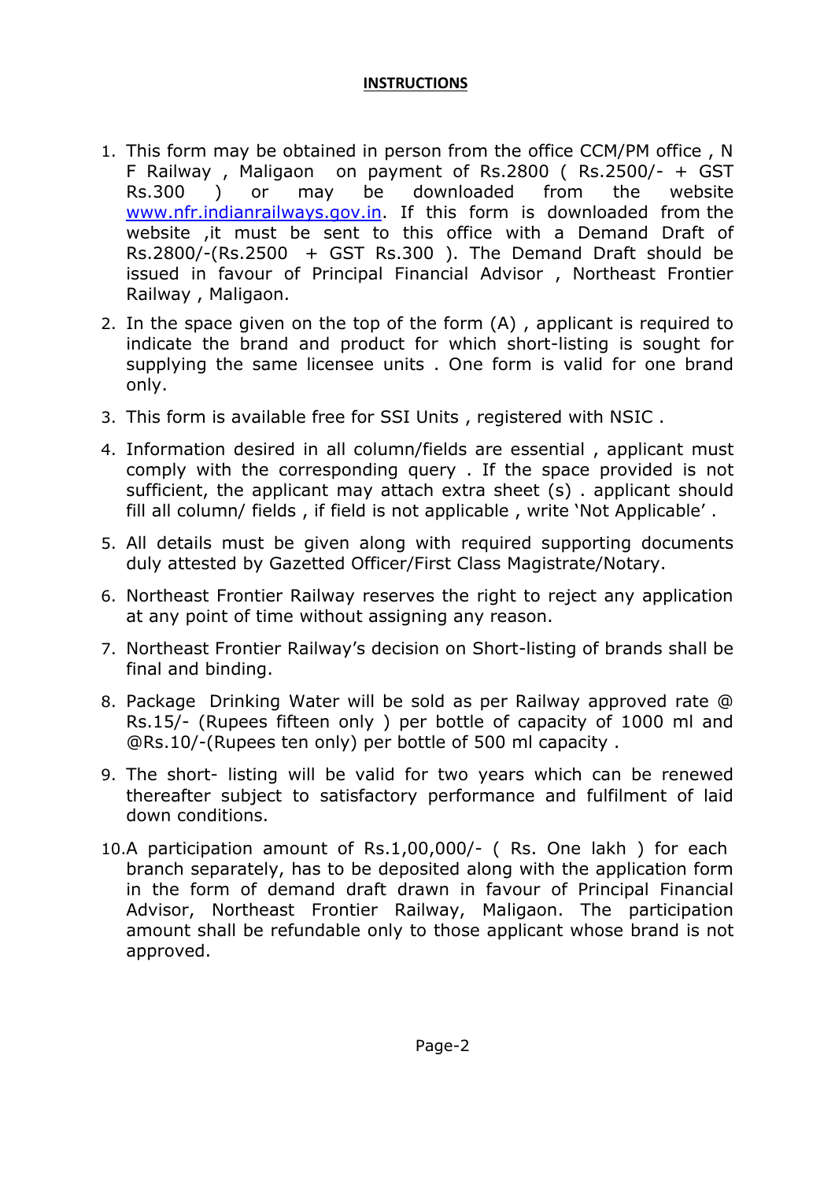**INSTRUCTIONS**

1. This form may be obtained in person from the office CCM/PM office , N F Railway , Maligaon on payment of Rs.2800 ( Rs.2500/- + GST Rs.300 ) or may be downloaded from the website [www.nfr.indianrailways.gov.in](http://www.nfr.indianrailways.gov.in). If this form is downloaded from the website ,it must be sent to this office with a Demand Draft of Rs.2800/-(Rs.2500 + GST Rs.300 ). The Demand Draft should be issued in favour of Principal Financial Advisor , Northeast Frontier Railway , Maligaon.
2. In the space given on the top of the form (A) , applicant is required to indicate the brand and product for which short-listing is sought for supplying the same licensee units . One form is valid for one brand only.
3. This form is available free for SSI Units , registered with NSIC .
4. Information desired in all column/fields are essential , applicant must comply with the corresponding query . If the space provided is not sufficient, the applicant may attach extra sheet (s) . applicant should fill all column/ fields , if field is not applicable , write 'Not Applicable' .
5. All details must be given along with required supporting documents duly attested by Gazetted Officer/First Class Magistrate/Notary.
6. Northeast Frontier Railway reserves the right to reject any application at any point of time without assigning any reason.
7. Northeast Frontier Railway's decision on Short-listing of brands shall be final and binding.
8. Package Drinking Water will be sold as per Railway approved rate @ Rs.15/- (Rupees fifteen only ) per bottle of capacity of 1000 ml and @Rs.10/-(Rupees ten only) per bottle of 500 ml capacity .
9. The short- listing will be valid for two years which can be renewed thereafter subject to satisfactory performance and fulfilment of laid down conditions.
10. A participation amount of Rs.1,00,000/- ( Rs. One lakh ) for each branch separately, has to be deposited along with the application form in the form of demand draft drawn in favour of Principal Financial Advisor, Northeast Frontier Railway, Maligaon. The participation amount shall be refundable only to those applicant whose brand is not approved.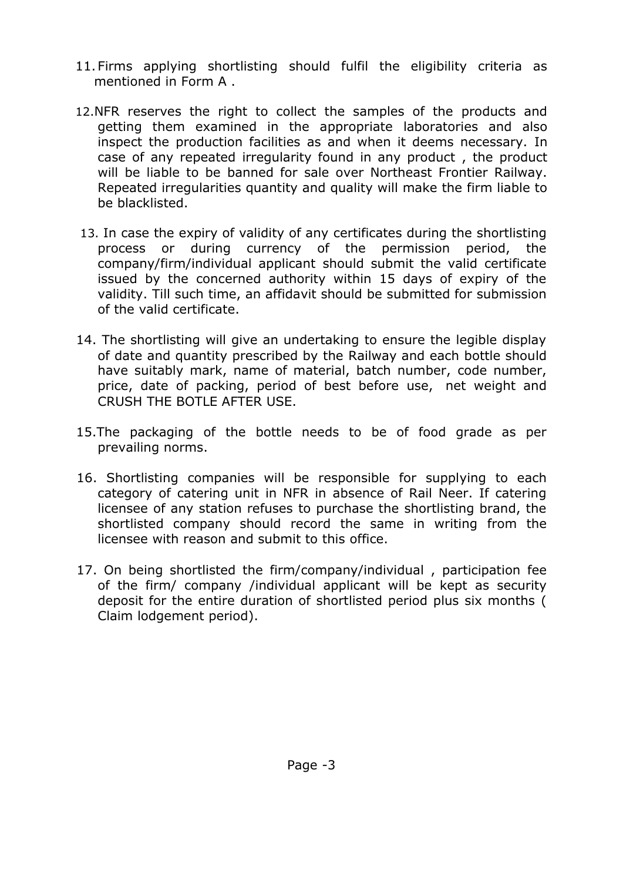11. Firms applying shortlisting should fulfil the eligibility criteria as mentioned in Form A .

12. NFR reserves the right to collect the samples of the products and getting them examined in the appropriate laboratories and also inspect the production facilities as and when it deems necessary. In case of any repeated irregularity found in any product , the product will be liable to be banned for sale over Northeast Frontier Railway. Repeated irregularities quantity and quality will make the firm liable to be blacklisted.

13. In case the expiry of validity of any certificates during the shortlisting process or during currency of the permission period, the company/firm/individual applicant should submit the valid certificate issued by the concerned authority within 15 days of expiry of the validity. Till such time, an affidavit should be submitted for submission of the valid certificate.

14. The shortlisting will give an undertaking to ensure the legible display of date and quantity prescribed by the Railway and each bottle should have suitably mark, name of material, batch number, code number, price, date of packing, period of best before use, net weight and CRUSH THE BOTLE AFTER USE.

15. The packaging of the bottle needs to be of food grade as per prevailing norms.

16. Shortlisting companies will be responsible for supplying to each category of catering unit in NFR in absence of Rail Neer. If catering licensee of any station refuses to purchase the shortlisting brand, the shortlisted company should record the same in writing from the licensee with reason and submit to this office.

17. On being shortlisted the firm/company/individual , participation fee of the firm/ company /individual applicant will be kept as security deposit for the entire duration of shortlisted period plus six months ( Claim lodgement period).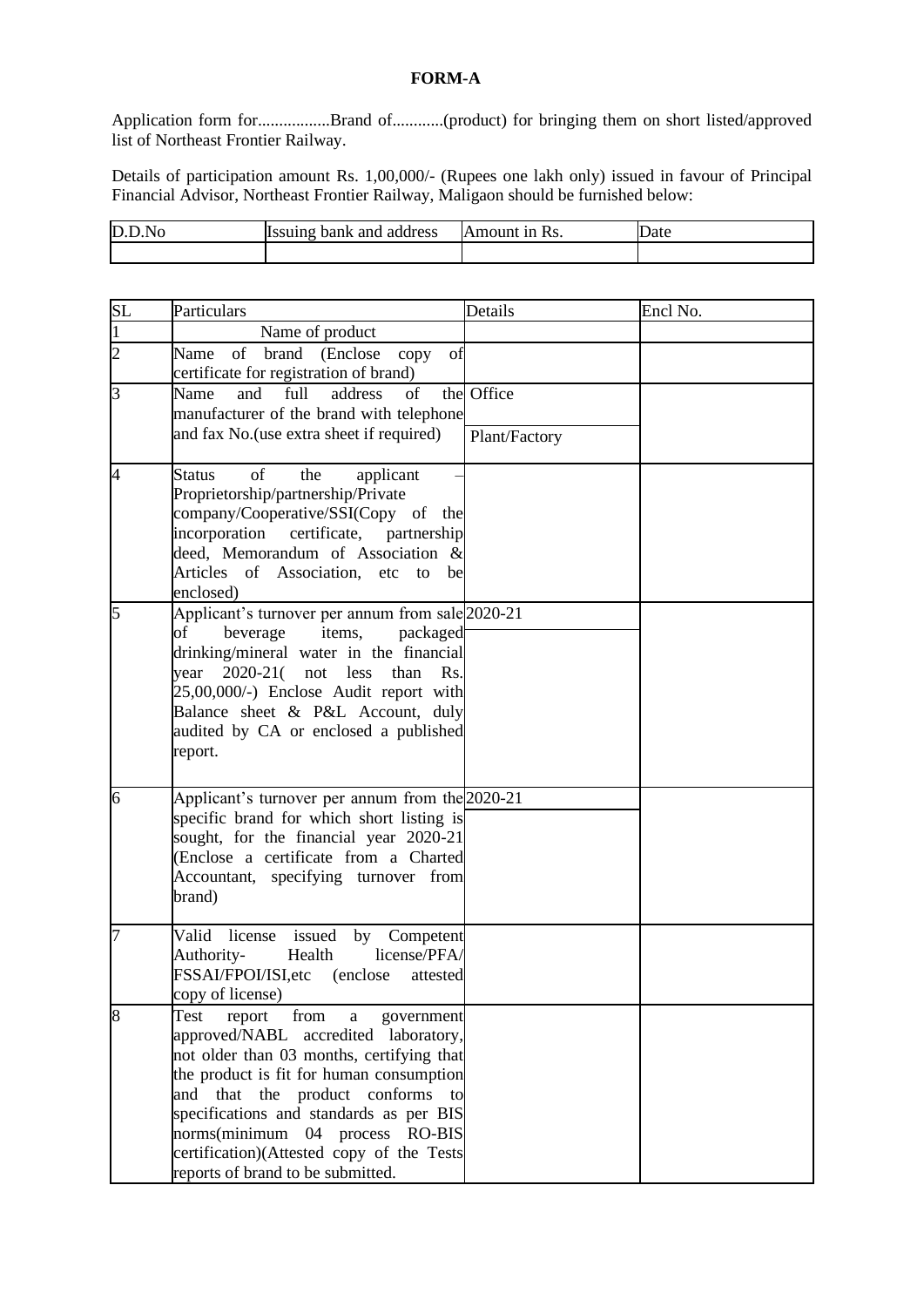**FORM-A**

Application form for.................Brand of............(product) for bringing them on short listed/approved list of Northeast Frontier Railway.

Details of participation amount Rs. 1,00,000/- (Rupees one lakh only) issued in favour of Principal Financial Advisor, Northeast Frontier Railway, Maligaon should be furnished below:

| D.D.No | Issuing bank and address | Amount in Rs. | Date |
|---|---|---|---|
| | | | |

| SL | Particulars | Details | Encl No. |
|---|---|---|---|
| 1 | Name of product | | |
| 2 | Name of brand (Enclose copy of certificate for registration of brand) | | |
| 3 | Name and full address of the manufacturer of the brand with telephone and fax No.(use extra sheet if required) | Office<br>Plant/Factory | |
| 4 | Status of the applicant – Proprietorship/partnership/Private company/Cooperative/SSI(Copy of the incorporation certificate, partnership deed, Memorandum of Association & Articles of Association, etc to be enclosed) | | |
| 5 | Applicant's turnover per annum from sale of beverage items, packaged drinking/mineral water in the financial year 2020-21( not less than Rs. 25,00,000/-) Enclose Audit report with Balance sheet & P&L Account, duly audited by CA or enclosed a published report. | 2020-21 | |
| 6 | Applicant's turnover per annum from the specific brand for which short listing is sought, for the financial year 2020-21 (Enclose a certificate from a Charted Accountant, specifying turnover from brand) | 2020-21 | |
| 7 | Valid license issued by Competent Authority- Health license/PFA/ FSSAI/FPOI/ISI,etc (enclose attested copy of license) | | |
| 8 | Test report from a government approved/NABL accredited laboratory, not older than 03 months, certifying that the product is fit for human consumption and that the product conforms to specifications and standards as per BIS norms(minimum 04 process RO-BIS certification)(Attested copy of the Tests reports of brand to be submitted. | | |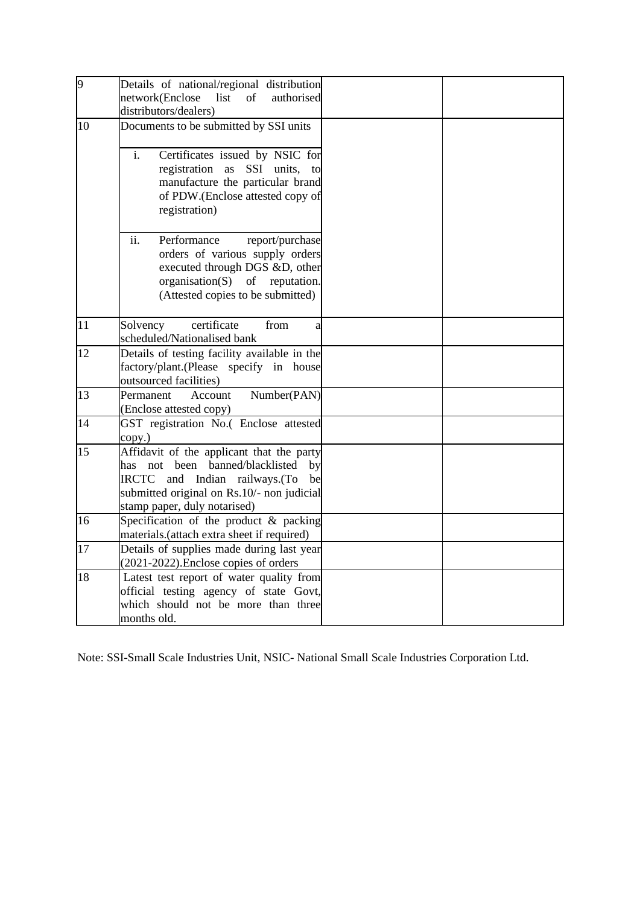| | | | |
|---|---|---|---|
| 9 | Details of national/regional distribution network(Enclose list of authorised distributors/dealers) | | |
| 10 | Documents to be submitted by SSI units<br><br>i. Certificates issued by NSIC for registration as SSI units, to manufacture the particular brand of PDW.(Enclose attested copy of registration)<br><br>ii. Performance report/purchase orders of various supply orders executed through DGS &D, other organisation(S) of reputation. (Attested copies to be submitted) | | |
| 11 | Solvency certificate from a scheduled/Nationalised bank | | |
| 12 | Details of testing facility available in the factory/plant.(Please specify in house outsourced facilities) | | |
| 13 | Permanent Account Number(PAN) (Enclose attested copy) | | |
| 14 | GST registration No.( Enclose attested copy.) | | |
| 15 | Affidavit of the applicant that the party has not been banned/blacklisted by IRCTC and Indian railways.(To be submitted original on Rs.10/- non judicial stamp paper, duly notarised) | | |
| 16 | Specification of the product & packing materials.(attach extra sheet if required) | | |
| 17 | Details of supplies made during last year (2021-2022).Enclose copies of orders | | |
| 18 | Latest test report of water quality from official testing agency of state Govt, which should not be more than three months old. | | |

Note: SSI-Small Scale Industries Unit, NSIC- National Small Scale Industries Corporation Ltd.